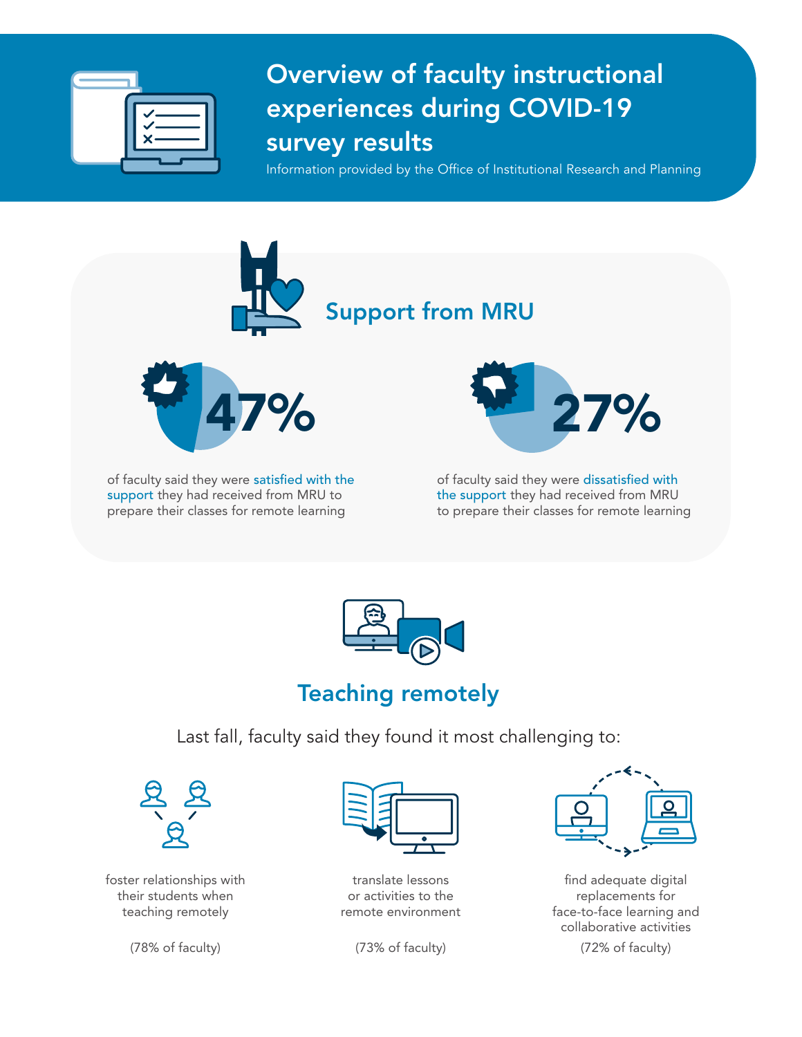# Overview of faculty instructional experiences during COVID-19 survey results

Information provided by the Office of Institutional Research and Planning

## Support from MRU

**47%**

of faculty said they were satisfied with the support they had received from MRU to prepare their classes for remote learning

**27%**

of faculty said they were dissatisfied with the support they had received from MRU to prepare their classes for remote learning

## Teaching remotely

Last fall, faculty said they found it most challenging to:

- foster relationships with their students when teaching remotely

  (78% of faculty)

- translate lessons or activities to the remote environment

  (73% of faculty)

- find adequate digital replacements for face-to-face learning and collaborative activities

  (72% of faculty)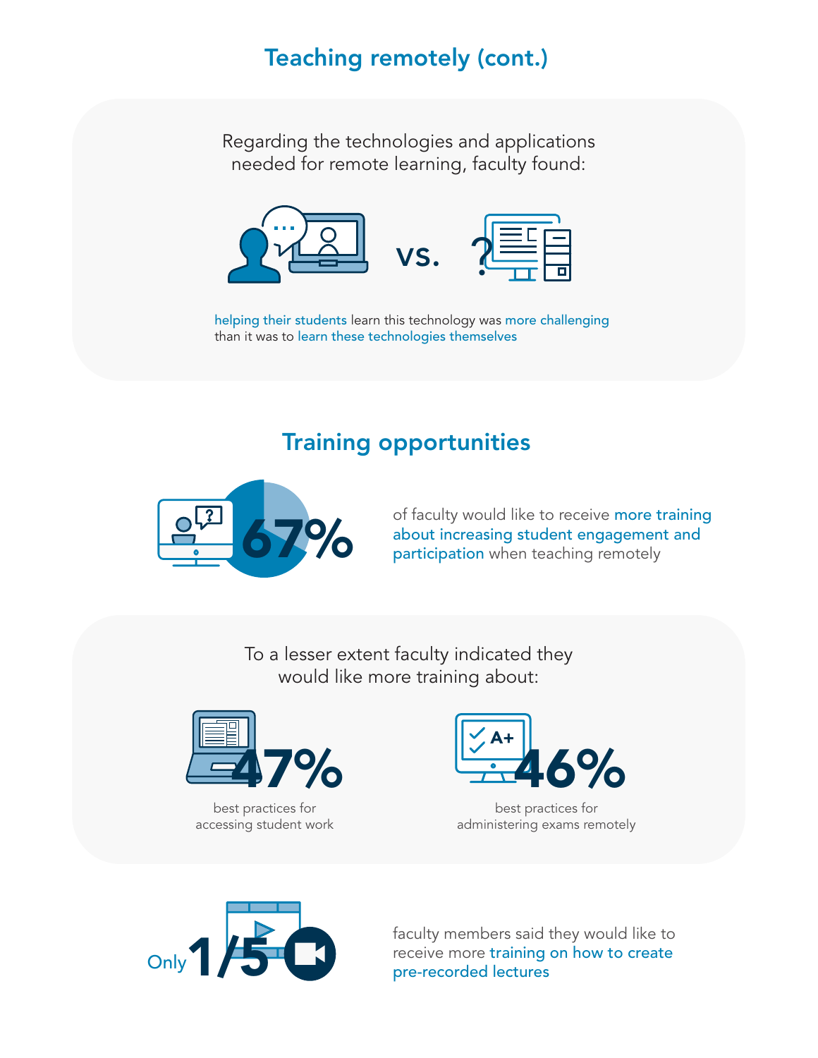## Teaching remotely (cont.)

Regarding the technologies and applications needed for remote learning, faculty found:

vs.

helping their students learn this technology was more challenging than it was to learn these technologies themselves

## Training opportunities

67%

of faculty would like to receive more training about increasing student engagement and participation when teaching remotely

To a lesser extent faculty indicated they would like more training about:

47%

best practices for accessing student work

46%

best practices for administering exams remotely

Only 1/5

faculty members said they would like to receive more training on how to create pre-recorded lectures